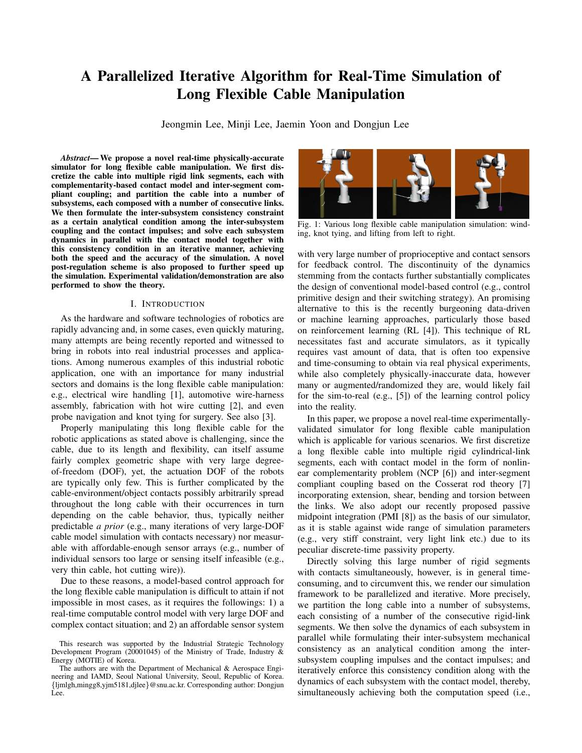# A Parallelized Iterative Algorithm for Real-Time Simulation of Long Flexible Cable Manipulation

Jeongmin Lee, Minji Lee, Jaemin Yoon and Dongjun Lee

***Abstract*— We propose a novel real-time physically-accurate simulator for long flexible cable manipulation. We first discretize the cable into multiple rigid link segments, each with complementarity-based contact model and inter-segment compliant coupling; and partition the cable into a number of subsystems, each composed with a number of consecutive links. We then formulate the inter-subsystem consistency constraint as a certain analytical condition among the inter-subsystem coupling and the contact impulses; and solve each subsystem dynamics in parallel with the contact model together with this consistency condition in an iterative manner, achieving both the speed and the accuracy of the simulation. A novel post-regulation scheme is also proposed to further speed up the simulation. Experimental validation/demonstration are also performed to show the theory.**

## I. Introduction

As the hardware and software technologies of robotics are rapidly advancing and, in some cases, even quickly maturing, many attempts are being recently reported and witnessed to bring in robots into real industrial processes and applications. Among numerous examples of this industrial robotic application, one with an importance for many industrial sectors and domains is the long flexible cable manipulation: e.g., electrical wire handling [1], automotive wire-harness assembly, fabrication with hot wire cutting [2], and even probe navigation and knot tying for surgery. See also [3].

Properly manipulating this long flexible cable for the robotic applications as stated above is challenging, since the cable, due to its length and flexibility, can itself assume fairly complex geometric shape with very large degree-of-freedom (DOF), yet, the actuation DOF of the robots are typically only few. This is further complicated by the cable-environment/object contacts possibly arbitrarily spread throughout the long cable with their occurrences in turn depending on the cable behavior, thus, typically neither predictable *a prior* (e.g., many iterations of very large-DOF cable model simulation with contacts necessary) nor measurable with affordable-enough sensor arrays (e.g., number of individual sensors too large or sensing itself infeasible (e.g., very thin cable, hot cutting wire)).

Due to these reasons, a model-based control approach for the long flexible cable manipulation is difficult to attain if not impossible in most cases, as it requires the followings: 1) a real-time computable control model with very large DOF and complex contact situation; and 2) an affordable sensor system with very large number of proprioceptive and contact sensors for feedback control. The discontinuity of the dynamics stemming from the contacts further substantially complicates the design of conventional model-based control (e.g., control primitive design and their switching strategy). An promising alternative to this is the recently burgeoning data-driven or machine learning approaches, particularly those based on reinforcement learning (RL [4]). This technique of RL necessitates fast and accurate simulators, as it typically requires vast amount of data, that is often too expensive and time-consuming to obtain via real physical experiments, while also completely physically-inaccurate data, however many or augmented/randomized they are, would likely fail for the sim-to-real (e.g., [5]) of the learning control policy into the reality.

Fig. 1: Various long flexible cable manipulation simulation: winding, knot tying, and lifting from left to right.

In this paper, we propose a novel real-time experimentally-validated simulator for long flexible cable manipulation which is applicable for various scenarios. We first discretize a long flexible cable into multiple rigid cylindrical-link segments, each with contact model in the form of nonlinear complementarity problem (NCP [6]) and inter-segment compliant coupling based on the Cosserat rod theory [7] incorporating extension, shear, bending and torsion between the links. We also adopt our recently proposed passive midpoint integration (PMI [8]) as the basis of our simulator, as it is stable against wide range of simulation parameters (e.g., very stiff constraint, very light link etc.) due to its peculiar discrete-time passivity property.

Directly solving this large number of rigid segments with contacts simultaneously, however, is in general time-consuming, and to circumvent this, we render our simulation framework to be parallelized and iterative. More precisely, we partition the long cable into a number of subsystems, each consisting of a number of the consecutive rigid-link segments. We then solve the dynamics of each subsystem in parallel while formulating their inter-subsystem mechanical consistency as an analytical condition among the inter-subsystem coupling impulses and the contact impulses; and iteratively enforce this consistency condition along with the dynamics of each subsystem with the contact model, thereby, simultaneously achieving both the computation speed (i.e.,

This research was supported by the Industrial Strategic Technology Development Program (20001045) of the Ministry of Trade, Industry & Energy (MOTIE) of Korea.

The authors are with the Department of Mechanical & Aerospace Engineering and IAMD, Seoul National University, Seoul, Republic of Korea. {ljmlgh,mingg8,yjm5181,djlee}@snu.ac.kr. Corresponding author: Dongjun Lee.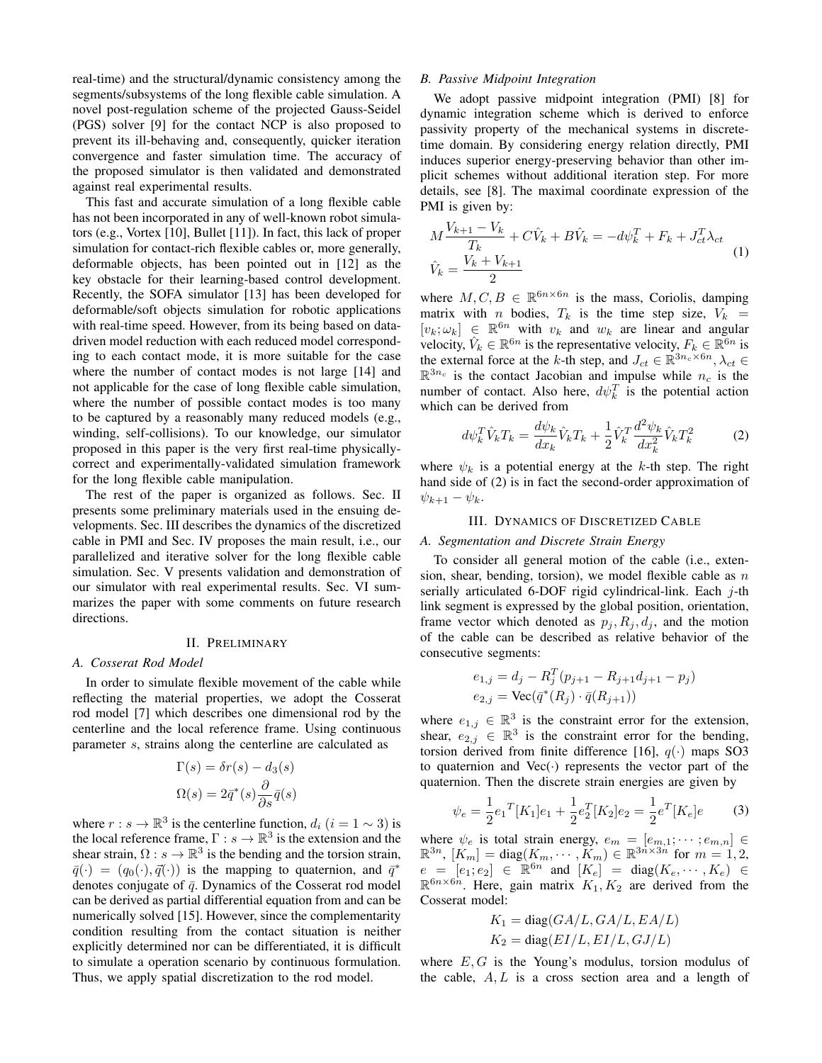real-time) and the structural/dynamic consistency among the segments/subsystems of the long flexible cable simulation. A novel post-regulation scheme of the projected Gauss-Seidel (PGS) solver [9] for the contact NCP is also proposed to prevent its ill-behaving and, consequently, quicker iteration convergence and faster simulation time. The accuracy of the proposed simulator is then validated and demonstrated against real experimental results.

This fast and accurate simulation of a long flexible cable has not been incorporated in any of well-known robot simulators (e.g., Vortex [10], Bullet [11]). In fact, this lack of proper simulation for contact-rich flexible cables or, more generally, deformable objects, has been pointed out in [12] as the key obstacle for their learning-based control development. Recently, the SOFA simulator [13] has been developed for deformable/soft objects simulation for robotic applications with real-time speed. However, from its being based on data-driven model reduction with each reduced model corresponding to each contact mode, it is more suitable for the case where the number of contact modes is not large [14] and not applicable for the case of long flexible cable simulation, where the number of possible contact modes is too many to be captured by a reasonably many reduced models (e.g., winding, self-collisions). To our knowledge, our simulator proposed in this paper is the very first real-time physically-correct and experimentally-validated simulation framework for the long flexible cable manipulation.

The rest of the paper is organized as follows. Sec. II presents some preliminary materials used in the ensuing developments. Sec. III describes the dynamics of the discretized cable in PMI and Sec. IV proposes the main result, i.e., our parallelized and iterative solver for the long flexible cable simulation. Sec. V presents validation and demonstration of our simulator with real experimental results. Sec. VI summarizes the paper with some comments on future research directions.

## II. Preliminary

### A. Cosserat Rod Model

In order to simulate flexible movement of the cable while reflecting the material properties, we adopt the Cosserat rod model [7] which describes one dimensional rod by the centerline and the local reference frame. Using continuous parameter $s$, strains along the centerline are calculated as

$$\Gamma(s) = \delta r(s) - d_3(s)$$
$$\Omega(s) = 2\bar{q}^*(s)\frac{\partial}{\partial s}\bar{q}(s)$$

where $r : s \to \mathbb{R}^3$ is the centerline function, $d_i$ $(i = 1 \sim 3)$ is the local reference frame, $\Gamma : s \to \mathbb{R}^3$ is the extension and the shear strain, $\Omega : s \to \mathbb{R}^3$ is the bending and the torsion strain, $\bar{q}(\cdot) = (q_0(\cdot), \vec{q}(\cdot))$ is the mapping to quaternion, and $\bar{q}^*$ denotes conjugate of $\bar{q}$. Dynamics of the Cosserat rod model can be derived as partial differential equation from and can be numerically solved [15]. However, since the complementarity condition resulting from the contact situation is neither explicitly determined nor can be differentiated, it is difficult to simulate a operation scenario by continuous formulation. Thus, we apply spatial discretization to the rod model.

### B. Passive Midpoint Integration

We adopt passive midpoint integration (PMI) [8] for dynamic integration scheme which is derived to enforce passivity property of the mechanical systems in discrete-time domain. By considering energy relation directly, PMI induces superior energy-preserving behavior than other implicit schemes without additional iteration step. For more details, see [8]. The maximal coordinate expression of the PMI is given by:

$$\begin{aligned} M\frac{V_{k+1} - V_k}{T_k} + C\hat{V}_k + B\hat{V}_k &= -d\psi_k^T + F_k + J_{ct}^T\lambda_{ct} \\ \hat{V}_k &= \frac{V_k + V_{k+1}}{2} \end{aligned} \tag{1}$$

where $M, C, B \in \mathbb{R}^{6n\times 6n}$ is the mass, Coriolis, damping matrix with $n$ bodies, $T_k$ is the time step size, $V_k = [v_k; \omega_k] \in \mathbb{R}^{6n}$ with $v_k$ and $w_k$ are linear and angular velocity, $\hat{V}_k \in \mathbb{R}^{6n}$ is the representative velocity, $F_k \in \mathbb{R}^{6n}$ is the external force at the $k$-th step, and $J_{ct} \in \mathbb{R}^{3n_c\times 6n}, \lambda_{ct} \in \mathbb{R}^{3n_c}$ is the contact Jacobian and impulse while $n_c$ is the number of contact. Also here, $d\psi_k^T$ is the potential action which can be derived from

$$d\psi_k^T \hat{V}_k T_k = \frac{d\psi_k}{dx_k}\hat{V}_k T_k + \frac{1}{2}\hat{V}_k^T \frac{d^2\psi_k}{dx_k^2}\hat{V}_k T_k^2 \tag{2}$$

where $\psi_k$ is a potential energy at the $k$-th step. The right hand side of (2) is in fact the second-order approximation of $\psi_{k+1} - \psi_k$.

## III. Dynamics of Discretized Cable

### A. Segmentation and Discrete Strain Energy

To consider all general motion of the cable (i.e., extension, shear, bending, torsion), we model flexible cable as $n$ serially articulated 6-DOF rigid cylindrical-link. Each $j$-th link segment is expressed by the global position, orientation, frame vector which denoted as $p_j, R_j, d_j$, and the motion of the cable can be described as relative behavior of the consecutive segments:

$$e_{1,j} = d_j - R_j^T(p_{j+1} - R_{j+1}d_{j+1} - p_j)$$
$$e_{2,j} = \text{Vec}(\bar{q}^*(R_j) \cdot \bar{q}(R_{j+1}))$$

where $e_{1,j} \in \mathbb{R}^3$ is the constraint error for the extension, shear, $e_{2,j} \in \mathbb{R}^3$ is the constraint error for the bending, torsion derived from finite difference [16], $q(\cdot)$ maps SO3 to quaternion and Vec$(\cdot)$ represents the vector part of the quaternion. Then the discrete strain energies are given by

$$\psi_e = \frac{1}{2}{e_1}^T[K_1]e_1 + \frac{1}{2}e_2^T[K_2]e_2 = \frac{1}{2}e^T[K_e]e \tag{3}$$

where $\psi_e$ is total strain energy, $e_m = [e_{m,1}; \cdots ; e_{m,n}] \in \mathbb{R}^{3n}$, $[K_m] = \text{diag}(K_m, \cdots , K_m) \in \mathbb{R}^{3n\times 3n}$ for $m = 1, 2$, $e = [e_1; e_2] \in \mathbb{R}^{6n}$ and $[K_e] = \text{diag}(K_e, \cdots , K_e) \in \mathbb{R}^{6n\times 6n}$. Here, gain matrix $K_1, K_2$ are derived from the Cosserat model:

$$K_1 = \text{diag}(GA/L, GA/L, EA/L)$$
$$K_2 = \text{diag}(EI/L, EI/L, GJ/L)$$

where $E, G$ is the Young's modulus, torsion modulus of the cable, $A, L$ is a cross section area and a length of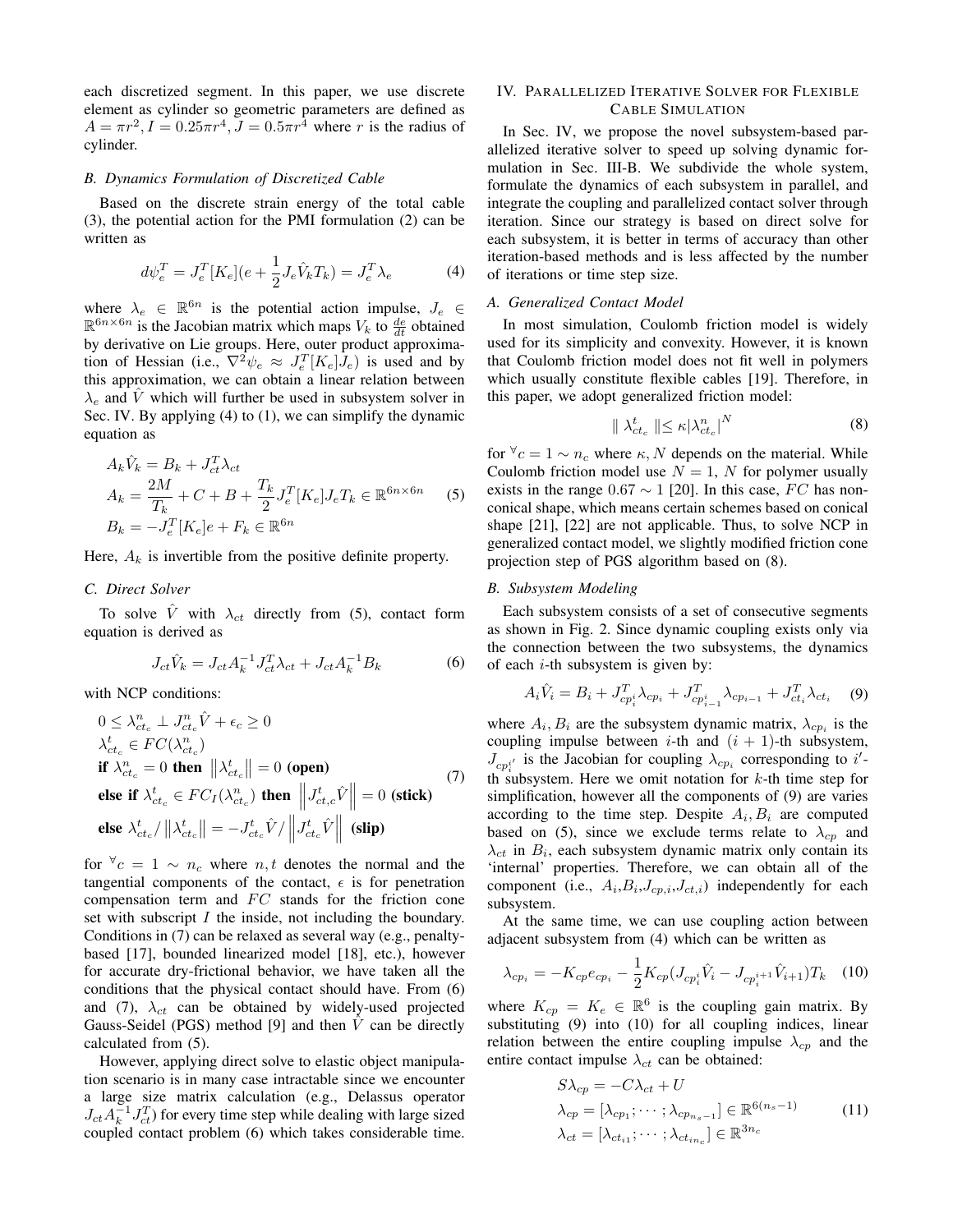each discretized segment. In this paper, we use discrete element as cylinder so geometric parameters are defined as $A = \pi r^2, I = 0.25\pi r^4, J = 0.5\pi r^4$ where $r$ is the radius of cylinder.

### B. Dynamics Formulation of Discretized Cable

Based on the discrete strain energy of the total cable (3), the potential action for the PMI formulation (2) can be written as

$$d\psi_e^T = J_e^T[K_e](e + \frac{1}{2}J_e\hat{V}_kT_k) = J_e^T\lambda_e \tag{4}$$

where $\lambda_e \in \mathbb{R}^{6n}$ is the potential action impulse, $J_e \in \mathbb{R}^{6n\times 6n}$ is the Jacobian matrix which maps $V_k$ to $\frac{de}{dt}$ obtained by derivative on Lie groups. Here, outer product approximation of Hessian (i.e., $\nabla^2\psi_e \approx J_e^T[K_e]J_e$) is used and by this approximation, we can obtain a linear relation between $\lambda_e$ and $\hat{V}$ which will further be used in subsystem solver in Sec. IV. By applying (4) to (1), we can simplify the dynamic equation as

$$\begin{aligned}
&A_k\hat{V}_k = B_k + J_{ct}^T\lambda_{ct} \\
&A_k = \frac{2M}{T_k} + C + B + \frac{T_k}{2}J_e^T[K_e]J_eT_k \in \mathbb{R}^{6n\times 6n} \\
&B_k = -J_e^T[K_e]e + F_k \in \mathbb{R}^{6n}
\end{aligned} \tag{5}$$

Here, $A_k$ is invertible from the positive definite property.

### C. Direct Solver

To solve $\hat{V}$ with $\lambda_{ct}$ directly from (5), contact form equation is derived as

$$J_{ct}\hat{V}_k = J_{ct}A_k^{-1}J_{ct}^T\lambda_{ct} + J_{ct}A_k^{-1}B_k \tag{6}$$

with NCP conditions:

$$\begin{aligned}
&0 \le \lambda_{ct_c}^n \perp J_{ct_c}^n\hat{V} + \epsilon_c \ge 0 \\
&\lambda_{ct_c}^t \in FC(\lambda_{ct_c}^n) \\
&\textbf{if } \lambda_{ct_c}^n = 0 \textbf{ then } \left\|\lambda_{ct_c}^t\right\| = 0 \textbf{ (open)} \\
&\textbf{else if } \lambda_{ct_c}^t \in FC_I(\lambda_{ct_c}^n) \textbf{ then } \left\|J_{ct,c}^t\hat{V}\right\| = 0 \textbf{ (stick)} \\
&\textbf{else } \lambda_{ct_c}^t/\left\|\lambda_{ct_c}^t\right\| = -J_{ct_c}^t\hat{V}/\left\|J_{ct_c}^t\hat{V}\right\| \textbf{ (slip)}
\end{aligned} \tag{7}$$

for $^\forall c = 1 \sim n_c$ where $n, t$ denotes the normal and the tangential components of the contact, $\epsilon$ is for penetration compensation term and $FC$ stands for the friction cone set with subscript $I$ the inside, not including the boundary. Conditions in (7) can be relaxed as several way (e.g., penalty-based [17], bounded linearized model [18], etc.), however for accurate dry-frictional behavior, we have taken all the conditions that the physical contact should have. From (6) and (7), $\lambda_{ct}$ can be obtained by widely-used projected Gauss-Seidel (PGS) method [9] and then $\hat{V}$ can be directly calculated from (5).

However, applying direct solve to elastic object manipulation scenario is in many case intractable since we encounter a large size matrix calculation (e.g., Delassus operator $J_{ct}A_k^{-1}J_{ct}^T$) for every time step while dealing with large sized coupled contact problem (6) which takes considerable time.

## IV. Parallelized Iterative Solver for Flexible Cable Simulation

In Sec. IV, we propose the novel subsystem-based parallelized iterative solver to speed up solving dynamic formulation in Sec. III-B. We subdivide the whole system, formulate the dynamics of each subsystem in parallel, and integrate the coupling and parallelized contact solver through iteration. Since our strategy is based on direct solve for each subsystem, it is better in terms of accuracy than other iteration-based methods and is less affected by the number of iterations or time step size.

### A. Generalized Contact Model

In most simulation, Coulomb friction model is widely used for its simplicity and convexity. However, it is known that Coulomb friction model does not fit well in polymers which usually constitute flexible cables [19]. Therefore, in this paper, we adopt generalized friction model:

$$\|\lambda_{ct_c}^t\| \le \kappa|\lambda_{ct_c}^n|^N \tag{8}$$

for $^\forall c = 1 \sim n_c$ where $\kappa, N$ depends on the material. While Coulomb friction model use $N = 1$, $N$ for polymer usually exists in the range $0.67 \sim 1$ [20]. In this case, $FC$ has non-conical shape, which means certain schemes based on conical shape [21], [22] are not applicable. Thus, to solve NCP in generalized contact model, we slightly modified friction cone projection step of PGS algorithm based on (8).

### B. Subsystem Modeling

Each subsystem consists of a set of consecutive segments as shown in Fig. 2. Since dynamic coupling exists only via the connection between the two subsystems, the dynamics of each $i$-th subsystem is given by:

$$A_i\hat{V}_i = B_i + J_{cp_i^i}^T\lambda_{cp_i} + J_{cp_{i-1}^i}^T\lambda_{cp_{i-1}} + J_{ct_i}^T\lambda_{ct_i} \tag{9}$$

where $A_i, B_i$ are the subsystem dynamic matrix, $\lambda_{cp_i}$ is the coupling impulse between $i$-th and $(i+1)$-th subsystem, $J_{cp_i^{i'}}$ is the Jacobian for coupling $\lambda_{cp_i}$ corresponding to $i'$-th subsystem. Here we omit notation for $k$-th time step for simplification, however all the components of (9) are varies according to the time step. Despite $A_i, B_i$ are computed based on (5), since we exclude terms relate to $\lambda_{cp}$ and $\lambda_{ct}$ in $B_i$, each subsystem dynamic matrix only contain its 'internal' properties. Therefore, we can obtain all of the component (i.e., $A_i$,$B_i$,$J_{cp,i}$,$J_{ct,i}$) independently for each subsystem.

At the same time, we can use coupling action between adjacent subsystem from (4) which can be written as

$$\lambda_{cp_i} = -K_{cp}e_{cp_i} - \frac{1}{2}K_{cp}(J_{cp_i^i}\hat{V}_i - J_{cp_i^{i+1}}\hat{V}_{i+1})T_k \tag{10}$$

where $K_{cp} = K_e \in \mathbb{R}^6$ is the coupling gain matrix. By substituting (9) into (10) for all coupling indices, linear relation between the entire coupling impulse $\lambda_{cp}$ and the entire contact impulse $\lambda_{ct}$ can be obtained:

$$\begin{aligned}
&S\lambda_{cp} = -C\lambda_{ct} + U \\
&\lambda_{cp} = [\lambda_{cp_1}; \cdots; \lambda_{cp_{n_s-1}}] \in \mathbb{R}^{6(n_s-1)} \\
&\lambda_{ct} = [\lambda_{ct_{i1}}; \cdots; \lambda_{ct_{in_c}}] \in \mathbb{R}^{3n_c}
\end{aligned} \tag{11}$$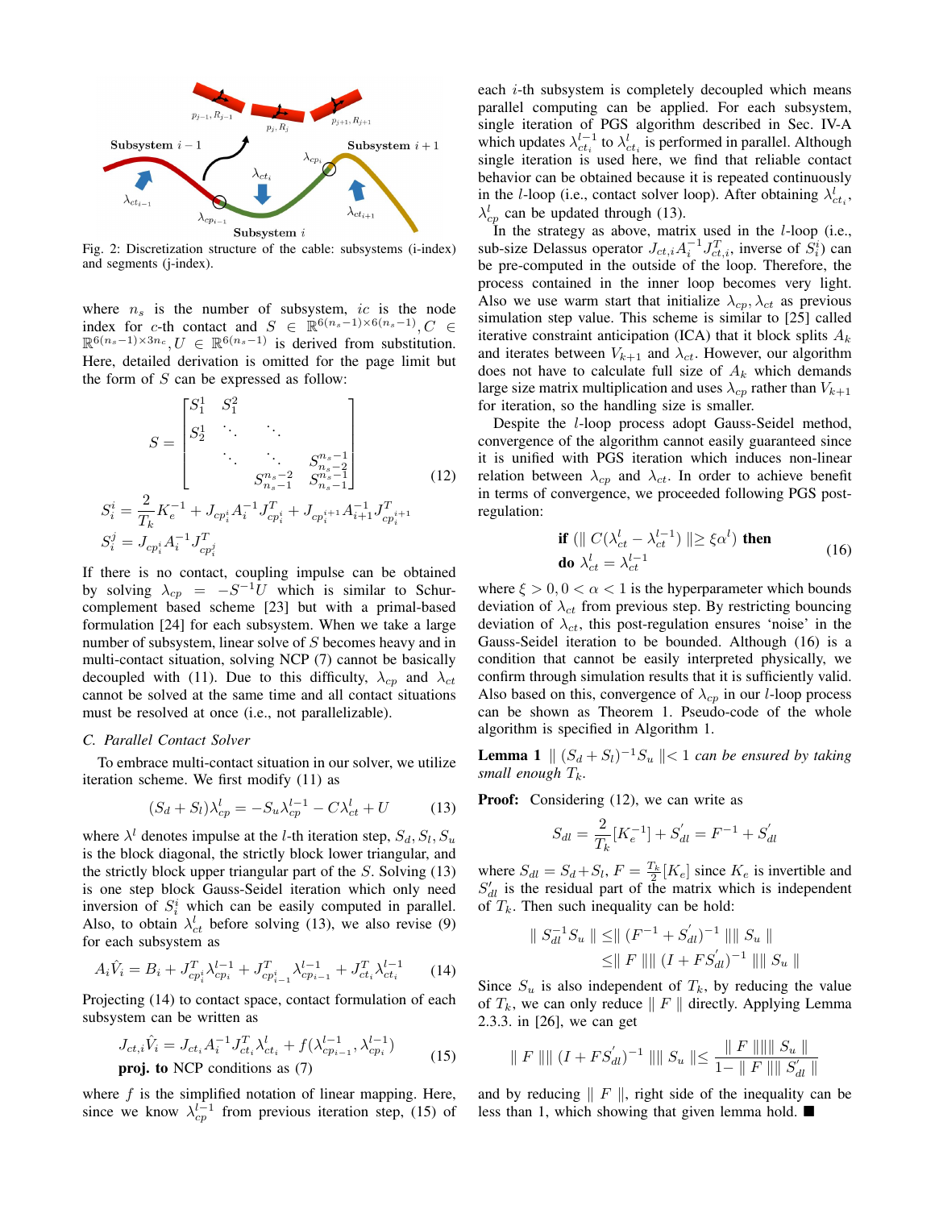Fig. 2: Discretization structure of the cable: subsystems (i-index) and segments (j-index).

where $n_s$ is the number of subsystem, $ic$ is the node index for $c$-th contact and $S \in \mathbb{R}^{6(n_s-1)\times 6(n_s-1)}, C \in \mathbb{R}^{6(n_s-1)\times 3n_c}, U \in \mathbb{R}^{6(n_s-1)}$ is derived from substitution. Here, detailed derivation is omitted for the page limit but the form of $S$ can be expressed as follow:

$$S = \begin{bmatrix} S_1^1 & S_1^2 & & \\ S_2^1 & \ddots & \ddots & \\ & \ddots & \ddots & S_{n_s-2}^{n_s-1} \\ & & S_{n_s-1}^{n_s-2} & S_{n_s-1}^{n_s-1} \end{bmatrix} \tag{12}$$

$$S_i^i = \frac{2}{T_k} K_e^{-1} + J_{cp_i^i} A_i^{-1} J_{cp_i^i}^T + J_{cp_i^{i+1}} A_{i+1}^{-1} J_{cp_i^{i+1}}^T$$

$$S_i^j = J_{cp_i^i} A_i^{-1} J_{cp_i^j}^T$$

If there is no contact, coupling impulse can be obtained by solving $\lambda_{cp} = -S^{-1}U$ which is similar to Schur-complement based scheme [23] but with a primal-based formulation [24] for each subsystem. When we take a large number of subsystem, linear solve of $S$ becomes heavy and in multi-contact situation, solving NCP (7) cannot be basically decoupled with (11). Due to this difficulty, $\lambda_{cp}$ and $\lambda_{ct}$ cannot be solved at the same time and all contact situations must be resolved at once (i.e., not parallelizable).

### C. Parallel Contact Solver

To embrace multi-contact situation in our solver, we utilize iteration scheme. We first modify (11) as

$$(S_d + S_l)\lambda_{cp}^l = -S_u \lambda_{cp}^{l-1} - C\lambda_{ct}^l + U \tag{13}$$

where $\lambda^l$ denotes impulse at the $l$-th iteration step, $S_d, S_l, S_u$ is the block diagonal, the strictly block lower triangular, and the strictly block upper triangular part of the $S$. Solving (13) is one step block Gauss-Seidel iteration which only need inversion of $S_i^i$ which can be easily computed in parallel. Also, to obtain $\lambda_{ct}^l$ before solving (13), we also revise (9) for each subsystem as

$$A_i \hat{V}_i = B_i + J_{cp_i^i}^T \lambda_{cp_i}^{l-1} + J_{cp_{i-1}^i}^T \lambda_{cp_{i-1}}^{l-1} + J_{ct_i}^T \lambda_{ct_i}^{l-1} \tag{14}$$

Projecting (14) to contact space, contact formulation of each subsystem can be written as

$$\begin{aligned} J_{ct,i}\hat{V}_i &= J_{ct_i} A_i^{-1} J_{ct_i}^T \lambda_{ct_i}^l + f(\lambda_{cp_{i-1}}^{l-1}, \lambda_{cp_i}^{l-1}) \\ &\textbf{proj. to} \text{ NCP conditions as (7)} \end{aligned} \tag{15}$$

where $f$ is the simplified notation of linear mapping. Here, since we know $\lambda_{cp}^{l-1}$ from previous iteration step, (15) of each $i$-th subsystem is completely decoupled which means parallel computing can be applied. For each subsystem, single iteration of PGS algorithm described in Sec. IV-A which updates $\lambda_{ct_i}^{l-1}$ to $\lambda_{ct_i}^l$ is performed in parallel. Although single iteration is used here, we find that reliable contact behavior can be obtained because it is repeated continuously in the $l$-loop (i.e., contact solver loop). After obtaining $\lambda_{ct_i}^l$, $\lambda_{cp}^l$ can be updated through (13).

In the strategy as above, matrix used in the $l$-loop (i.e., sub-size Delassus operator $J_{ct,i}A_i^{-1}J_{ct,i}^T$, inverse of $S_i^i$) can be pre-computed in the outside of the loop. Therefore, the process contained in the inner loop becomes very light. Also we use warm start that initialize $\lambda_{cp}, \lambda_{ct}$ as previous simulation step value. This scheme is similar to [25] called iterative constraint anticipation (ICA) that it block splits $A_k$ and iterates between $V_{k+1}$ and $\lambda_{ct}$. However, our algorithm does not have to calculate full size of $A_k$ which demands large size matrix multiplication and uses $\lambda_{cp}$ rather than $V_{k+1}$ for iteration, so the handling size is smaller.

Despite the $l$-loop process adopt Gauss-Seidel method, convergence of the algorithm cannot easily guaranteed since it is unified with PGS iteration which induces non-linear relation between $\lambda_{cp}$ and $\lambda_{ct}$. In order to achieve benefit in terms of convergence, we proceeded following PGS post-regulation:

$$\begin{aligned} &\textbf{if } (\| C(\lambda_{ct}^l - \lambda_{ct}^{l-1}) \| \geq \xi\alpha^l) \textbf{ then} \\ &\textbf{do } \lambda_{ct}^l = \lambda_{ct}^{l-1} \end{aligned} \tag{16}$$

where $\xi > 0, 0 < \alpha < 1$ is the hyperparameter which bounds deviation of $\lambda_{ct}$ from previous step. By restricting bouncing deviation of $\lambda_{ct}$, this post-regulation ensures 'noise' in the Gauss-Seidel iteration to be bounded. Although (16) is a condition that cannot be easily interpreted physically, we confirm through simulation results that it is sufficiently valid. Also based on this, convergence of $\lambda_{cp}$ in our $l$-loop process can be shown as Theorem 1. Pseudo-code of the whole algorithm is specified in Algorithm 1.

**Lemma 1** *$\| (S_d + S_l)^{-1} S_u \| < 1$ can be ensured by taking small enough $T_k$.*

**Proof:** Considering (12), we can write as

$$S_{dl} = \frac{2}{T_k}[K_e^{-1}] + S_{dl}' = F^{-1} + S_{dl}'$$

where $S_{dl} = S_d + S_l$, $F = \frac{T_k}{2}[K_e]$ since $K_e$ is invertible and $S_{dl}'$ is the residual part of the matrix which is independent of $T_k$. Then such inequality can be hold:

$$\begin{aligned} \| S_{dl}^{-1} S_u \| &\leq \| (F^{-1} + S_{dl}')^{-1} \| \| S_u \| \\ &\leq \| F \| \| (I + FS_{dl}')^{-1} \| \| S_u \| \end{aligned}$$

Since $S_u$ is also independent of $T_k$, by reducing the value of $T_k$, we can only reduce $\| F \|$ directly. Applying Lemma 2.3.3. in [26], we can get

$$\| F \| \| (I + FS_{dl}')^{-1} \| \| S_u \| \leq \frac{\| F \| \| S_u \|}{1 - \| F \| \| S_{dl}' \|}$$

and by reducing $\| F \|$, right side of the inequality can be less than 1, which showing that given lemma hold. ■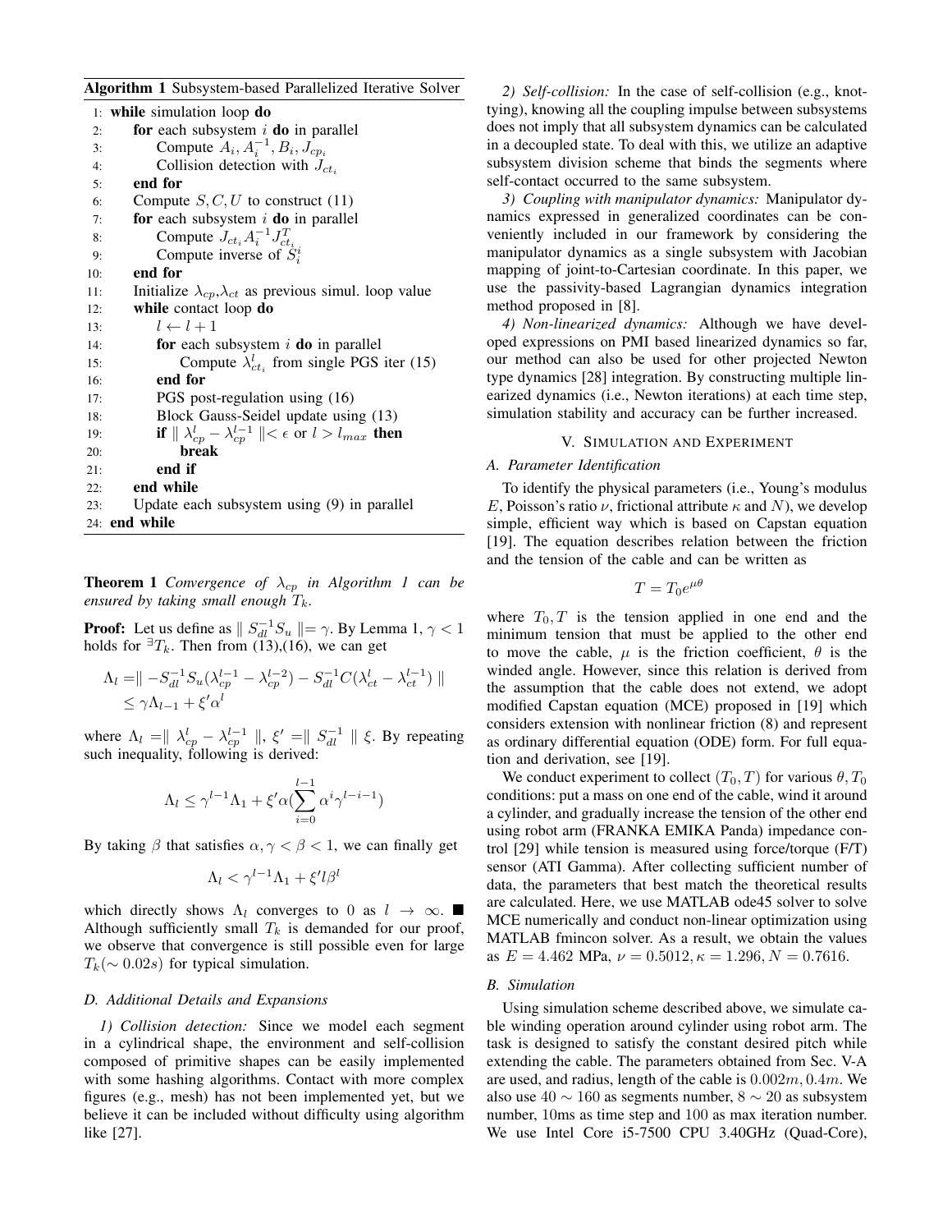**Algorithm 1** Subsystem-based Parallelized Iterative Solver

```
1:  while simulation loop do
2:      for each subsystem i do in parallel
3:          Compute A_i, A_i^{-1}, B_i, J_{cp_i}
4:          Collision detection with J_{ct_i}
5:      end for
6:      Compute S, C, U to construct (11)
7:      for each subsystem i do in parallel
8:          Compute J_{ct_i} A_i^{-1} J_{ct_i}^T
9:          Compute inverse of S_i^i
10:     end for
11:     Initialize λ_cp, λ_ct as previous simul. loop value
12:     while contact loop do
13:         l ← l + 1
14:         for each subsystem i do in parallel
15:             Compute λ_{ct_i}^l from single PGS iter (15)
16:         end for
17:         PGS post-regulation using (16)
18:         Block Gauss-Seidel update using (13)
19:         if ‖ λ_cp^l − λ_cp^{l−1} ‖ < ε or l > l_max then
20:             break
21:         end if
22:     end while
23:     Update each subsystem using (9) in parallel
24: end while
```

**Theorem 1** *Convergence of $\lambda_{cp}$ in Algorithm 1 can be ensured by taking small enough $T_k$.*

**Proof:** Let us define as $\| S_{dl}^{-1} S_u \| = \gamma$. By Lemma 1, $\gamma < 1$ holds for $^{\exists}T_k$. Then from (13),(16), we can get

$$\begin{aligned}\Lambda_l =& \| -S_{dl}^{-1} S_u (\lambda_{cp}^{l-1} - \lambda_{cp}^{l-2}) - S_{dl}^{-1} C (\lambda_{ct}^{l} - \lambda_{ct}^{l-1}) \| \\ \leq& \gamma \Lambda_{l-1} + \xi' \alpha^l\end{aligned}$$

where $\Lambda_l = \| \lambda_{cp}^l - \lambda_{cp}^{l-1} \|$, $\xi' = \| S_{dl}^{-1} \| \xi$. By repeating such inequality, following is derived:

$$\Lambda_l \leq \gamma^{l-1} \Lambda_1 + \xi' \alpha (\sum_{i=0}^{l-1} \alpha^i \gamma^{l-i-1})$$

By taking $\beta$ that satisfies $\alpha, \gamma < \beta < 1$, we can finally get

$$\Lambda_l < \gamma^{l-1} \Lambda_1 + \xi' l \beta^l$$

which directly shows $\Lambda_l$ converges to 0 as $l \to \infty$. ■
Although sufficiently small $T_k$ is demanded for our proof, we observe that convergence is still possible even for large $T_k (\sim 0.02s)$ for typical simulation.

### D. Additional Details and Expansions

*1) Collision detection:* Since we model each segment in a cylindrical shape, the environment and self-collision composed of primitive shapes can be easily implemented with some hashing algorithms. Contact with more complex figures (e.g., mesh) has not been implemented yet, but we believe it can be included without difficulty using algorithm like [27].

*2) Self-collision:* In the case of self-collision (e.g., knot-tying), knowing all the coupling impulse between subsystems does not imply that all subsystem dynamics can be calculated in a decoupled state. To deal with this, we utilize an adaptive subsystem division scheme that binds the segments where self-contact occurred to the same subsystem.

*3) Coupling with manipulator dynamics:* Manipulator dynamics expressed in generalized coordinates can be conveniently included in our framework by considering the manipulator dynamics as a single subsystem with Jacobian mapping of joint-to-Cartesian coordinate. In this paper, we use the passivity-based Lagrangian dynamics integration method proposed in [8].

*4) Non-linearized dynamics:* Although we have developed expressions on PMI based linearized dynamics so far, our method can also be used for other projected Newton type dynamics [28] integration. By constructing multiple linearized dynamics (i.e., Newton iterations) at each time step, simulation stability and accuracy can be further increased.

## V. Simulation and Experiment

### A. Parameter Identification

To identify the physical parameters (i.e., Young's modulus $E$, Poisson's ratio $\nu$, frictional attribute $\kappa$ and $N$), we develop simple, efficient way which is based on Capstan equation [19]. The equation describes relation between the friction and the tension of the cable and can be written as

$$T = T_0 e^{\mu \theta}$$

where $T_0, T$ is the tension applied in one end and the minimum tension that must be applied to the other end to move the cable, $\mu$ is the friction coefficient, $\theta$ is the winded angle. However, since this relation is derived from the assumption that the cable does not extend, we adopt modified Capstan equation (MCE) proposed in [19] which considers extension with nonlinear friction (8) and represent as ordinary differential equation (ODE) form. For full equation and derivation, see [19].

We conduct experiment to collect $(T_0, T)$ for various $\theta, T_0$ conditions: put a mass on one end of the cable, wind it around a cylinder, and gradually increase the tension of the other end using robot arm (FRANKA EMIKA Panda) impedance control [29] while tension is measured using force/torque (F/T) sensor (ATI Gamma). After collecting sufficient number of data, the parameters that best match the theoretical results are calculated. Here, we use MATLAB ode45 solver to solve MCE numerically and conduct non-linear optimization using MATLAB fmincon solver. As a result, we obtain the values as $E = 4.462$ MPa, $\nu = 0.5012, \kappa = 1.296, N = 0.7616$.

### B. Simulation

Using simulation scheme described above, we simulate cable winding operation around cylinder using robot arm. The task is designed to satisfy the constant desired pitch while extending the cable. The parameters obtained from Sec. V-A are used, and radius, length of the cable is $0.002m, 0.4m$. We also use $40 \sim 160$ as segments number, $8 \sim 20$ as subsystem number, 10ms as time step and 100 as max iteration number. We use Intel Core i5-7500 CPU 3.40GHz (Quad-Core),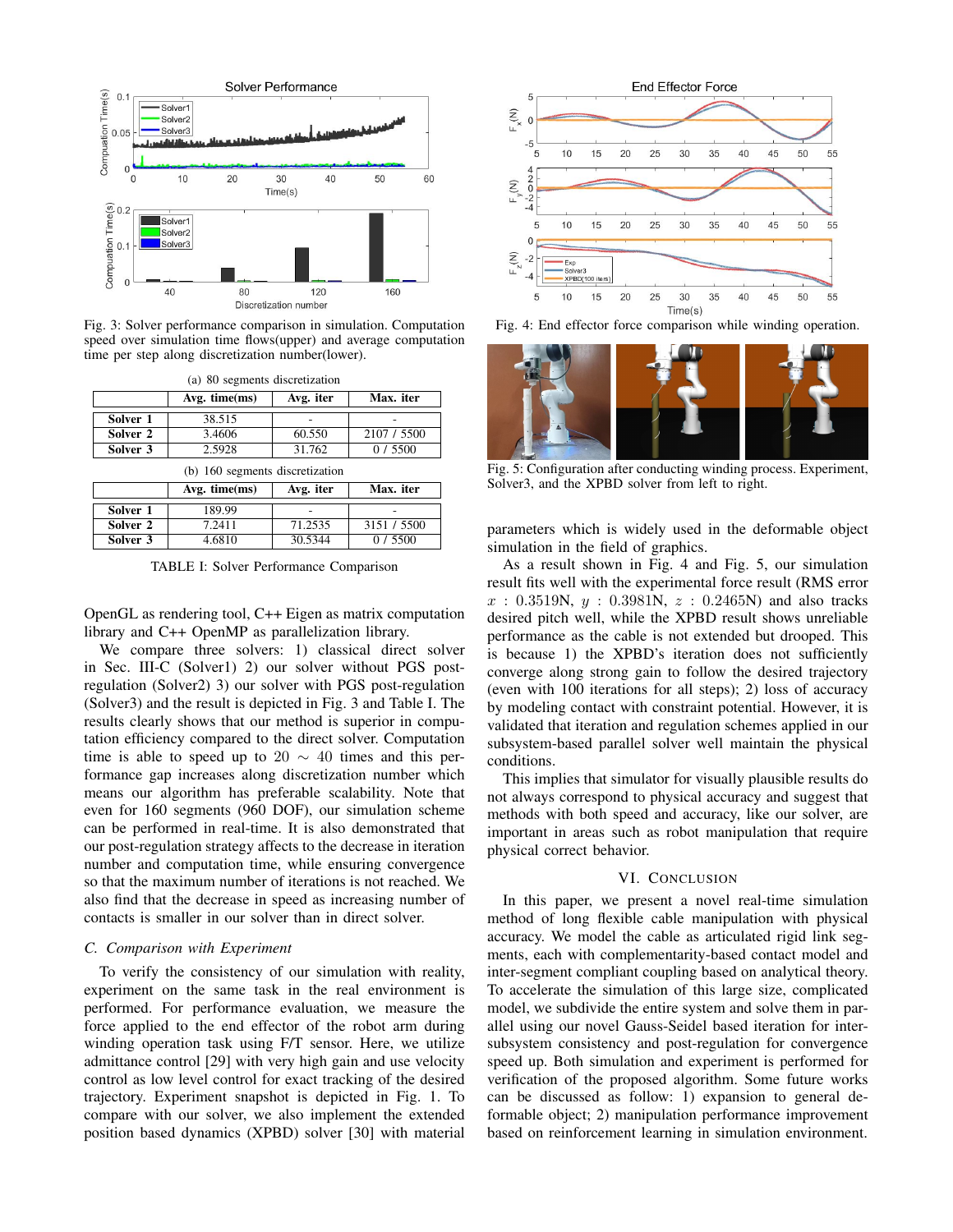Fig. 3: Solver performance comparison in simulation. Computation speed over simulation time flows(upper) and average computation time per step along discretization number(lower).

(a) 80 segments discretization

| | Avg. time(ms) | Avg. iter | Max. iter |
|---|---|---|---|
| **Solver 1** | 38.515 | - | - |
| **Solver 2** | 3.4606 | 60.550 | 2107 / 5500 |
| **Solver 3** | 2.5928 | 31.762 | 0 / 5500 |

(b) 160 segments discretization

| | Avg. time(ms) | Avg. iter | Max. iter |
|---|---|---|---|
| **Solver 1** | 189.99 | - | - |
| **Solver 2** | 7.2411 | 71.2535 | 3151 / 5500 |
| **Solver 3** | 4.6810 | 30.5344 | 0 / 5500 |

TABLE I: Solver Performance Comparison

OpenGL as rendering tool, C++ Eigen as matrix computation library and C++ OpenMP as parallelization library.

We compare three solvers: 1) classical direct solver in Sec. III-C (Solver1) 2) our solver without PGS post-regulation (Solver2) 3) our solver with PGS post-regulation (Solver3) and the result is depicted in Fig. 3 and Table I. The results clearly shows that our method is superior in computation efficiency compared to the direct solver. Computation time is able to speed up to $20 \sim 40$ times and this performance gap increases along discretization number which means our algorithm has preferable scalability. Note that even for 160 segments (960 DOF), our simulation scheme can be performed in real-time. It is also demonstrated that our post-regulation strategy affects to the decrease in iteration number and computation time, while ensuring convergence so that the maximum number of iterations is not reached. We also find that the decrease in speed as increasing number of contacts is smaller in our solver than in direct solver.

### C. Comparison with Experiment

To verify the consistency of our simulation with reality, experiment on the same task in the real environment is performed. For performance evaluation, we measure the force applied to the end effector of the robot arm during winding operation task using F/T sensor. Here, we utilize admittance control [29] with very high gain and use velocity control as low level control for exact tracking of the desired trajectory. Experiment snapshot is depicted in Fig. 1. To compare with our solver, we also implement the extended position based dynamics (XPBD) solver [30] with material

Fig. 4: End effector force comparison while winding operation.

Fig. 5: Configuration after conducting winding process. Experiment, Solver3, and the XPBD solver from left to right.

parameters which is widely used in the deformable object simulation in the field of graphics.

As a result shown in Fig. 4 and Fig. 5, our simulation result fits well with the experimental force result (RMS error $x$ : 0.3519N, $y$ : 0.3981N, $z$ : 0.2465N) and also tracks desired pitch well, while the XPBD result shows unreliable performance as the cable is not extended but drooped. This is because 1) the XPBD's iteration does not sufficiently converge along strong gain to follow the desired trajectory (even with 100 iterations for all steps); 2) loss of accuracy by modeling contact with constraint potential. However, it is validated that iteration and regulation schemes applied in our subsystem-based parallel solver well maintain the physical conditions.

This implies that simulator for visually plausible results do not always correspond to physical accuracy and suggest that methods with both speed and accuracy, like our solver, are important in areas such as robot manipulation that require physical correct behavior.

## VI. Conclusion

In this paper, we present a novel real-time simulation method of long flexible cable manipulation with physical accuracy. We model the cable as articulated rigid link segments, each with complementarity-based contact model and inter-segment compliant coupling based on analytical theory. To accelerate the simulation of this large size, complicated model, we subdivide the entire system and solve them in parallel using our novel Gauss-Seidel based iteration for inter-subsystem consistency and post-regulation for convergence speed up. Both simulation and experiment is performed for verification of the proposed algorithm. Some future works can be discussed as follow: 1) expansion to general deformable object; 2) manipulation performance improvement based on reinforcement learning in simulation environment.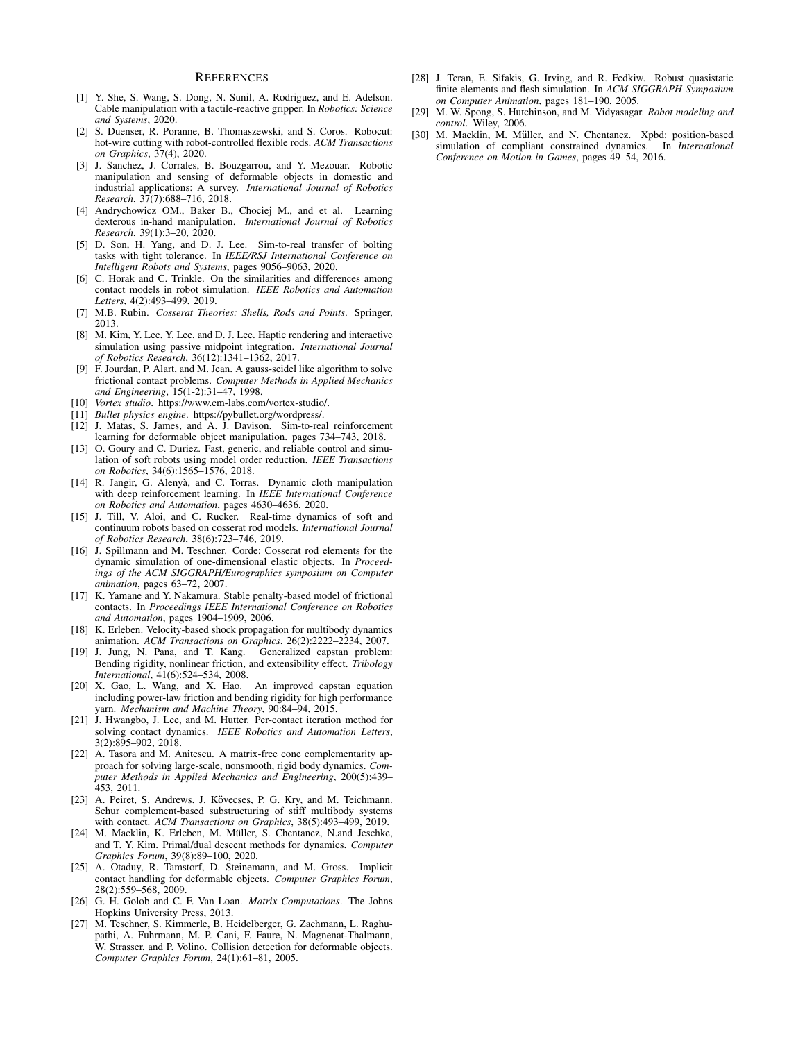# REFERENCES

[1] Y. She, S. Wang, S. Dong, N. Sunil, A. Rodriguez, and E. Adelson. Cable manipulation with a tactile-reactive gripper. In *Robotics: Science and Systems*, 2020.

[2] S. Duenser, R. Poranne, B. Thomaszewski, and S. Coros. Robocut: hot-wire cutting with robot-controlled flexible rods. *ACM Transactions on Graphics*, 37(4), 2020.

[3] J. Sanchez, J. Corrales, B. Bouzgarrou, and Y. Mezouar. Robotic manipulation and sensing of deformable objects in domestic and industrial applications: A survey. *International Journal of Robotics Research*, 37(7):688–716, 2018.

[4] Andrychowicz OM., Baker B., Chociej M., and et al. Learning dexterous in-hand manipulation. *International Journal of Robotics Research*, 39(1):3–20, 2020.

[5] D. Son, H. Yang, and D. J. Lee. Sim-to-real transfer of bolting tasks with tight tolerance. In *IEEE/RSJ International Conference on Intelligent Robots and Systems*, pages 9056–9063, 2020.

[6] C. Horak and C. Trinkle. On the similarities and differences among contact models in robot simulation. *IEEE Robotics and Automation Letters*, 4(2):493–499, 2019.

[7] M.B. Rubin. *Cosserat Theories: Shells, Rods and Points*. Springer, 2013.

[8] M. Kim, Y. Lee, Y. Lee, and D. J. Lee. Haptic rendering and interactive simulation using passive midpoint integration. *International Journal of Robotics Research*, 36(12):1341–1362, 2017.

[9] F. Jourdan, P. Alart, and M. Jean. A gauss-seidel like algorithm to solve frictional contact problems. *Computer Methods in Applied Mechanics and Engineering*, 15(1-2):31–47, 1998.

[10] *Vortex studio*. https://www.cm-labs.com/vortex-studio/.

[11] *Bullet physics engine*. https://pybullet.org/wordpress/.

[12] J. Matas, S. James, and A. J. Davison. Sim-to-real reinforcement learning for deformable object manipulation. pages 734–743, 2018.

[13] O. Goury and C. Duriez. Fast, generic, and reliable control and simulation of soft robots using model order reduction. *IEEE Transactions on Robotics*, 34(6):1565–1576, 2018.

[14] R. Jangir, G. Alenyà, and C. Torras. Dynamic cloth manipulation with deep reinforcement learning. In *IEEE International Conference on Robotics and Automation*, pages 4630–4636, 2020.

[15] J. Till, V. Aloi, and C. Rucker. Real-time dynamics of soft and continuum robots based on cosserat rod models. *International Journal of Robotics Research*, 38(6):723–746, 2019.

[16] J. Spillmann and M. Teschner. Corde: Cosserat rod elements for the dynamic simulation of one-dimensional elastic objects. In *Proceedings of the ACM SIGGRAPH/Eurographics symposium on Computer animation*, pages 63–72, 2007.

[17] K. Yamane and Y. Nakamura. Stable penalty-based model of frictional contacts. In *Proceedings IEEE International Conference on Robotics and Automation*, pages 1904–1909, 2006.

[18] K. Erleben. Velocity-based shock propagation for multibody dynamics animation. *ACM Transactions on Graphics*, 26(2):2222–2234, 2007.

[19] J. Jung, N. Pana, and T. Kang. Generalized capstan problem: Bending rigidity, nonlinear friction, and extensibility effect. *Tribology International*, 41(6):524–534, 2008.

[20] X. Gao, L. Wang, and X. Hao. An improved capstan equation including power-law friction and bending rigidity for high performance yarn. *Mechanism and Machine Theory*, 90:84–94, 2015.

[21] J. Hwangbo, J. Lee, and M. Hutter. Per-contact iteration method for solving contact dynamics. *IEEE Robotics and Automation Letters*, 3(2):895–902, 2018.

[22] A. Tasora and M. Anitescu. A matrix-free cone complementarity approach for solving large-scale, nonsmooth, rigid body dynamics. *Computer Methods in Applied Mechanics and Engineering*, 200(5):439–453, 2011.

[23] A. Peiret, S. Andrews, J. Kövecses, P. G. Kry, and M. Teichmann. Schur complement-based substructuring of stiff multibody systems with contact. *ACM Transactions on Graphics*, 38(5):493–499, 2019.

[24] M. Macklin, K. Erleben, M. Müller, S. Chentanez, N.and Jeschke, and T. Y. Kim. Primal/dual descent methods for dynamics. *Computer Graphics Forum*, 39(8):89–100, 2020.

[25] A. Otaduy, R. Tamstorf, D. Steinemann, and M. Gross. Implicit contact handling for deformable objects. *Computer Graphics Forum*, 28(2):559–568, 2009.

[26] G. H. Golob and C. F. Van Loan. *Matrix Computations*. The Johns Hopkins University Press, 2013.

[27] M. Teschner, S. Kimmerle, B. Heidelberger, G. Zachmann, L. Raghupathi, A. Fuhrmann, M. P. Cani, F. Faure, N. Magnenat-Thalmann, W. Strasser, and P. Volino. Collision detection for deformable objects. *Computer Graphics Forum*, 24(1):61–81, 2005.

[28] J. Teran, E. Sifakis, G. Irving, and R. Fedkiw. Robust quasistatic finite elements and flesh simulation. In *ACM SIGGRAPH Symposium on Computer Animation*, pages 181–190, 2005.

[29] M. W. Spong, S. Hutchinson, and M. Vidyasagar. *Robot modeling and control*. Wiley, 2006.

[30] M. Macklin, M. Müller, and N. Chentanez. Xpbd: position-based simulation of compliant constrained dynamics. In *International Conference on Motion in Games*, pages 49–54, 2016.